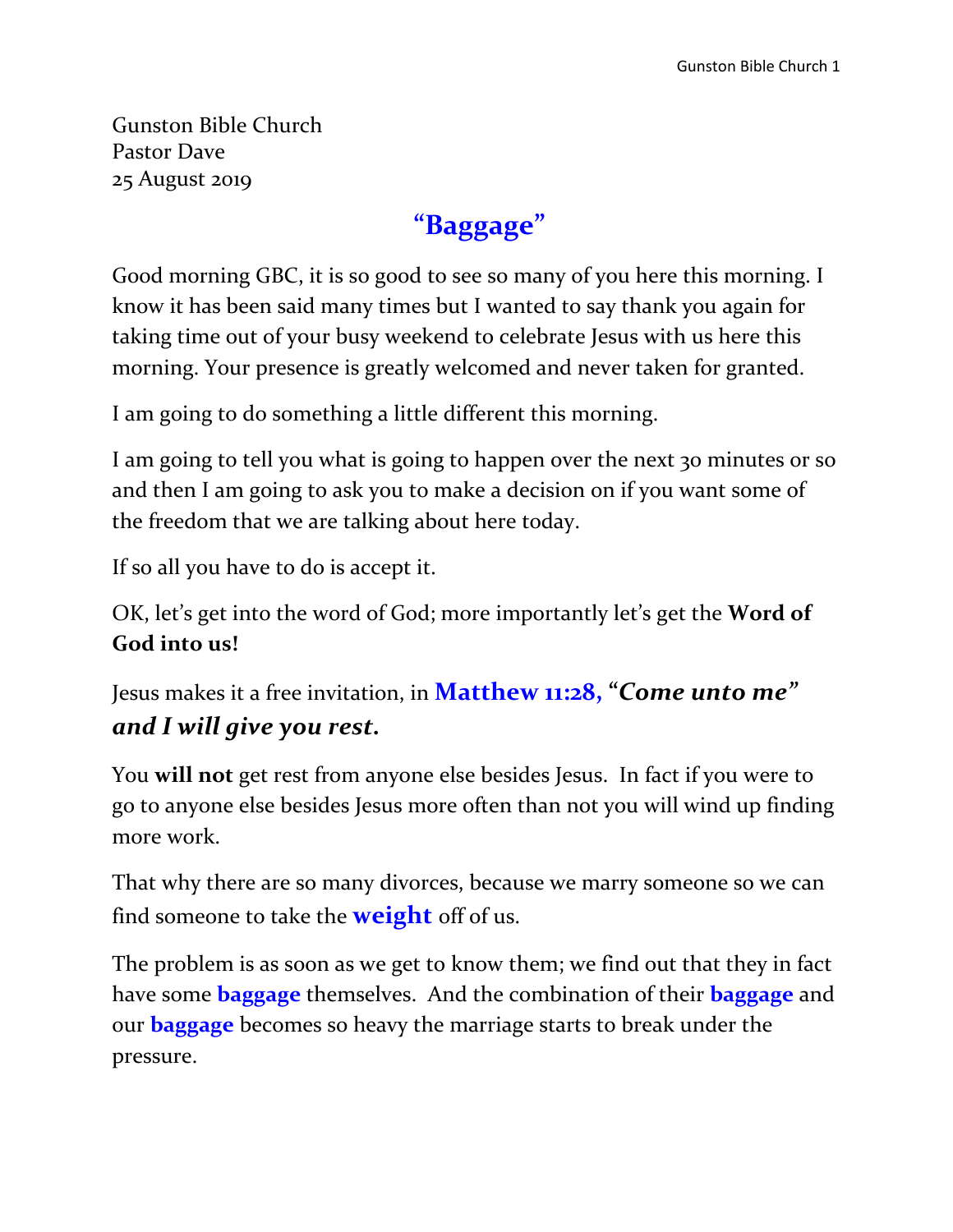Gunston Bible Church
Pastor Dave
25 August 2019

# "Baggage"

Good morning GBC, it is so good to see so many of you here this morning. I know it has been said many times but I wanted to say thank you again for taking time out of your busy weekend to celebrate Jesus with us here this morning. Your presence is greatly welcomed and never taken for granted.

I am going to do something a little different this morning.

I am going to tell you what is going to happen over the next 30 minutes or so and then I am going to ask you to make a decision on if you want some of the freedom that we are talking about here today.

If so all you have to do is accept it.

OK, let's get into the word of God; more importantly let's get the **Word of God into us!**

Jesus makes it a free invitation, in **Matthew 11:28,** "***Come unto me" and I will give you rest.***

You **will not** get rest from anyone else besides Jesus. In fact if you were to go to anyone else besides Jesus more often than not you will wind up finding more work.

That why there are so many divorces, because we marry someone so we can find someone to take the **weight** off of us.

The problem is as soon as we get to know them; we find out that they in fact have some **baggage** themselves. And the combination of their **baggage** and our **baggage** becomes so heavy the marriage starts to break under the pressure.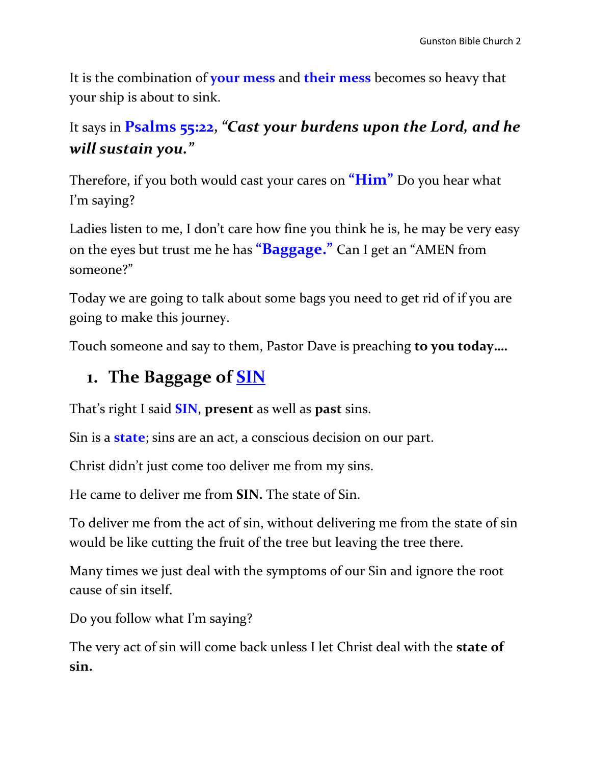It is the combination of **your mess** and **their mess** becomes so heavy that your ship is about to sink.

It says in **Psalms 55:22**, ***"Cast your burdens upon the Lord, and he will sustain you."***

Therefore, if you both would cast your cares on **"Him"** Do you hear what I'm saying?

Ladies listen to me, I don't care how fine you think he is, he may be very easy on the eyes but trust me he has **"Baggage."** Can I get an "AMEN from someone?"

Today we are going to talk about some bags you need to get rid of if you are going to make this journey.

Touch someone and say to them, Pastor Dave is preaching **to you today….**

## 1. The Baggage of SIN

That's right I said **SIN**, **present** as well as **past** sins.

Sin is a **state**; sins are an act, a conscious decision on our part.

Christ didn't just come too deliver me from my sins.

He came to deliver me from **SIN.** The state of Sin.

To deliver me from the act of sin, without delivering me from the state of sin would be like cutting the fruit of the tree but leaving the tree there.

Many times we just deal with the symptoms of our Sin and ignore the root cause of sin itself.

Do you follow what I'm saying?

The very act of sin will come back unless I let Christ deal with the **state of sin.**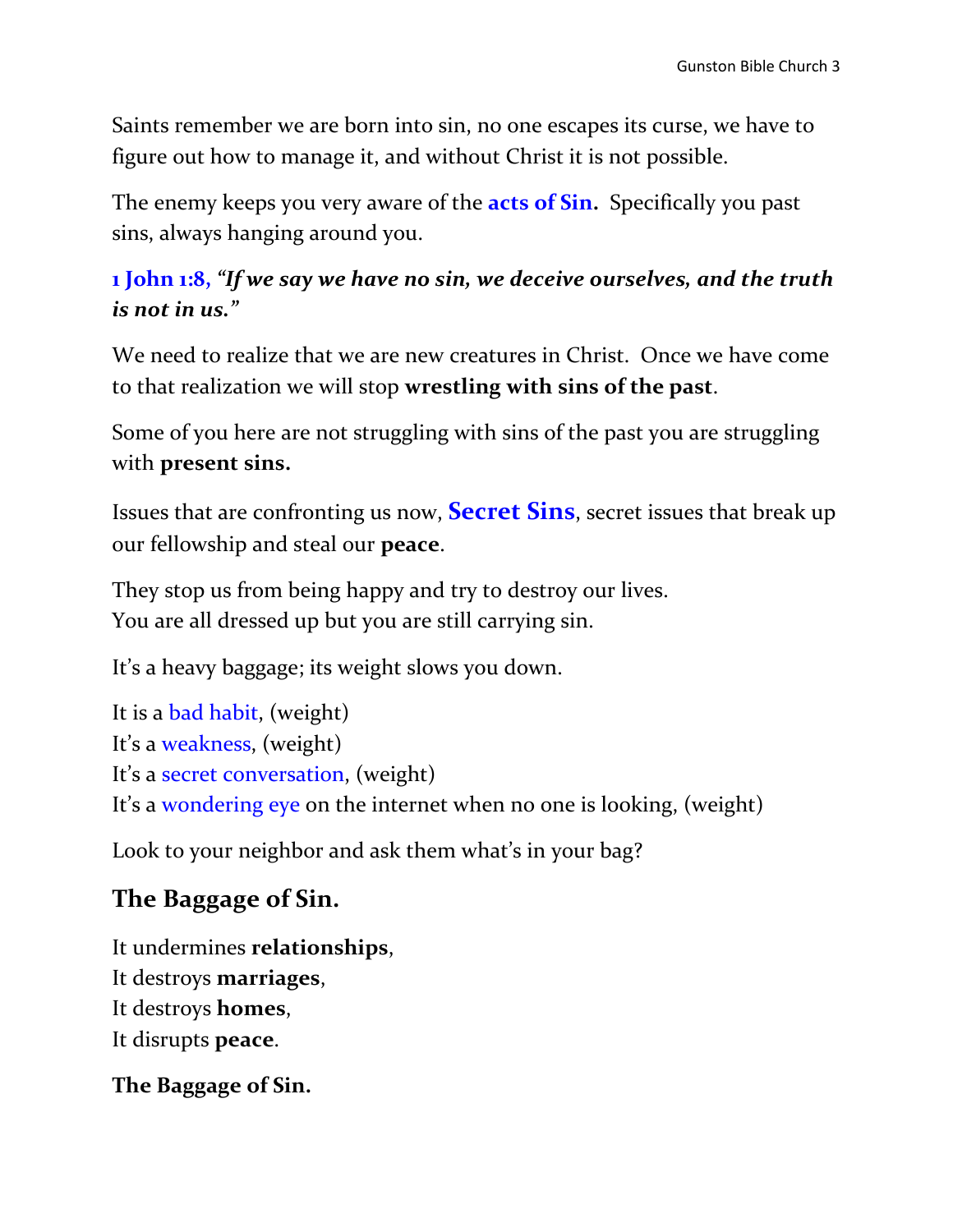Saints remember we are born into sin, no one escapes its curse, we have to figure out how to manage it, and without Christ it is not possible.

The enemy keeps you very aware of the **acts of Sin.** Specifically you past sins, always hanging around you.

***1 John 1:8, "If we say we have no sin, we deceive ourselves, and the truth is not in us."***

We need to realize that we are new creatures in Christ. Once we have come to that realization we will stop **wrestling with sins of the past**.

Some of you here are not struggling with sins of the past you are struggling with **present sins.**

Issues that are confronting us now, **Secret Sins**, secret issues that break up our fellowship and steal our **peace**.

They stop us from being happy and try to destroy our lives.
You are all dressed up but you are still carrying sin.

It's a heavy baggage; its weight slows you down.

It is a bad habit, (weight)
It's a weakness, (weight)
It's a secret conversation, (weight)
It's a wondering eye on the internet when no one is looking, (weight)

Look to your neighbor and ask them what's in your bag?

## The Baggage of Sin.

It undermines **relationships**,
It destroys **marriages**,
It destroys **homes**,
It disrupts **peace**.

**The Baggage of Sin.**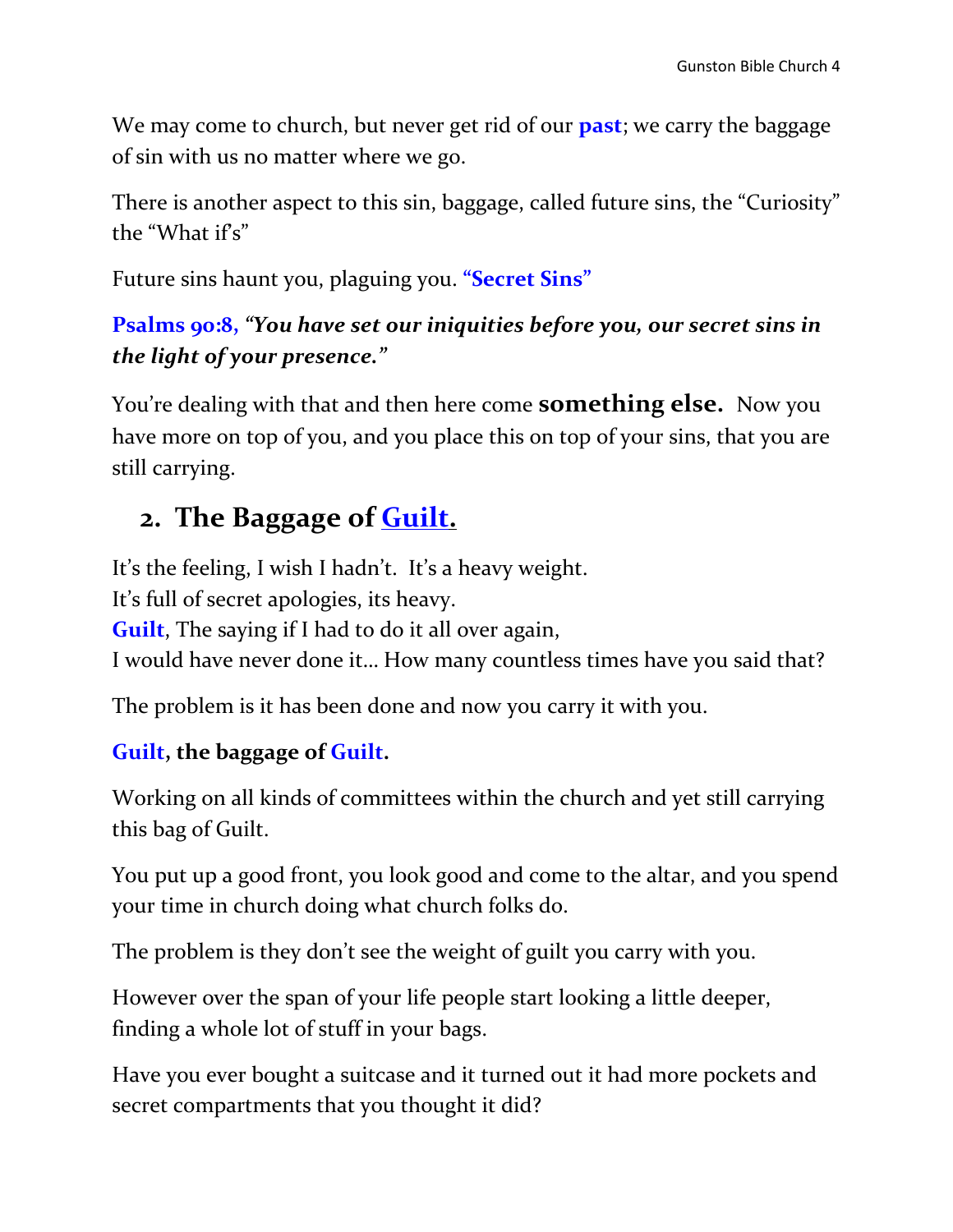We may come to church, but never get rid of our **past**; we carry the baggage of sin with us no matter where we go.

There is another aspect to this sin, baggage, called future sins, the "Curiosity" the "What if's"

Future sins haunt you, plaguing you. **"Secret Sins"**

***Psalms 90:8, "You have set our iniquities before you, our secret sins in the light of your presence."***

You're dealing with that and then here come **something else.** Now you have more on top of you, and you place this on top of your sins, that you are still carrying.

## 2. The Baggage of Guilt.

It's the feeling, I wish I hadn't. It's a heavy weight.
It's full of secret apologies, its heavy.
**Guilt**, The saying if I had to do it all over again,
I would have never done it… How many countless times have you said that?

The problem is it has been done and now you carry it with you.

**Guilt, the baggage of Guilt.**

Working on all kinds of committees within the church and yet still carrying this bag of Guilt.

You put up a good front, you look good and come to the altar, and you spend your time in church doing what church folks do.

The problem is they don't see the weight of guilt you carry with you.

However over the span of your life people start looking a little deeper, finding a whole lot of stuff in your bags.

Have you ever bought a suitcase and it turned out it had more pockets and secret compartments that you thought it did?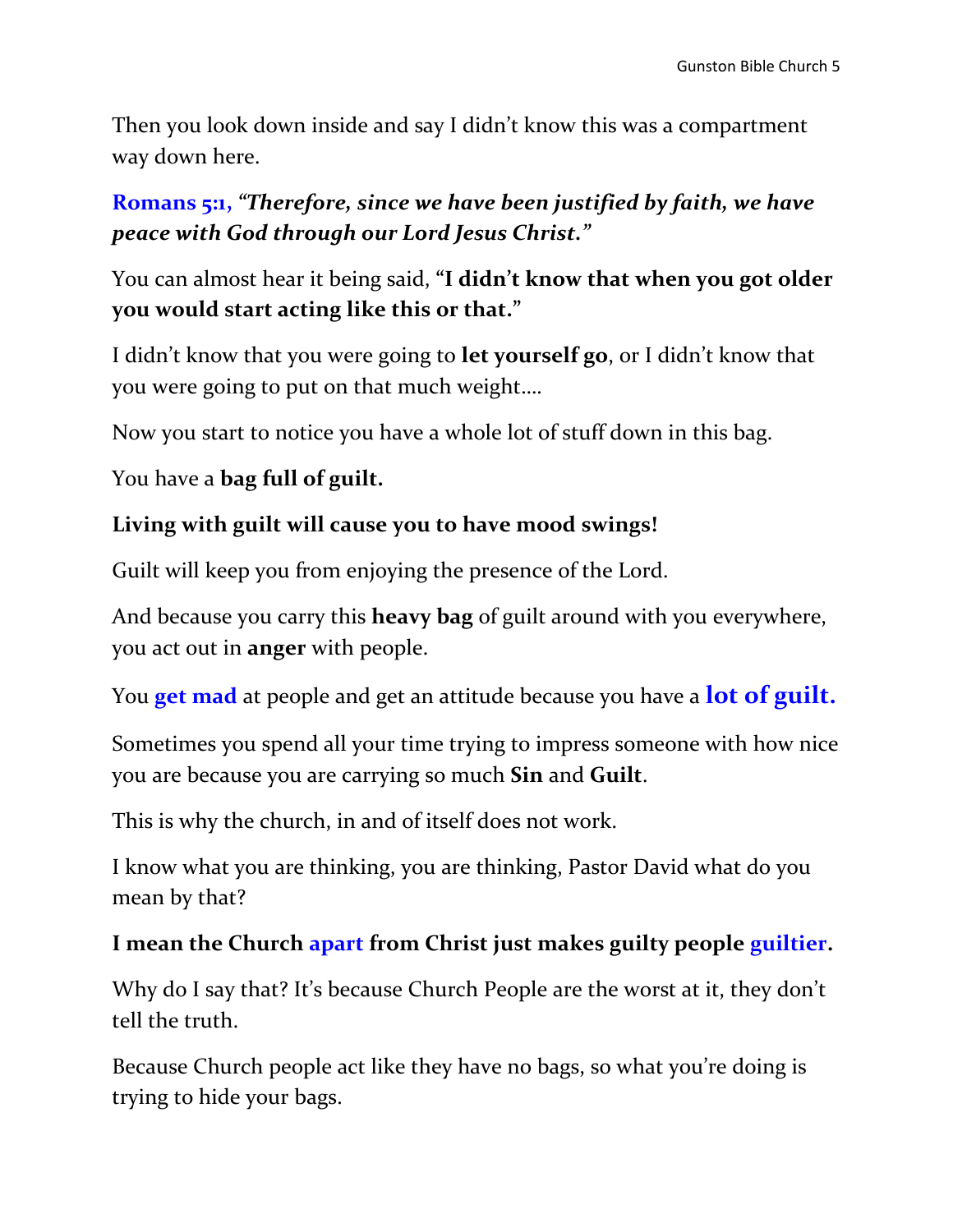Then you look down inside and say I didn't know this was a compartment way down here.

**Romans 5:1,** ***"Therefore, since we have been justified by faith, we have peace with God through our Lord Jesus Christ."***

You can almost hear it being said, **"I didn't know that when you got older you would start acting like this or that."**

I didn't know that you were going to **let yourself go**, or I didn't know that you were going to put on that much weight….

Now you start to notice you have a whole lot of stuff down in this bag.

You have a **bag full of guilt.**

**Living with guilt will cause you to have mood swings!**

Guilt will keep you from enjoying the presence of the Lord.

And because you carry this **heavy bag** of guilt around with you everywhere, you act out in **anger** with people.

You **get mad** at people and get an attitude because you have a **lot of guilt.**

Sometimes you spend all your time trying to impress someone with how nice you are because you are carrying so much **Sin** and **Guilt**.

This is why the church, in and of itself does not work.

I know what you are thinking, you are thinking, Pastor David what do you mean by that?

**I mean the Church apart from Christ just makes guilty people guiltier.**

Why do I say that? It's because Church People are the worst at it, they don't tell the truth.

Because Church people act like they have no bags, so what you're doing is trying to hide your bags.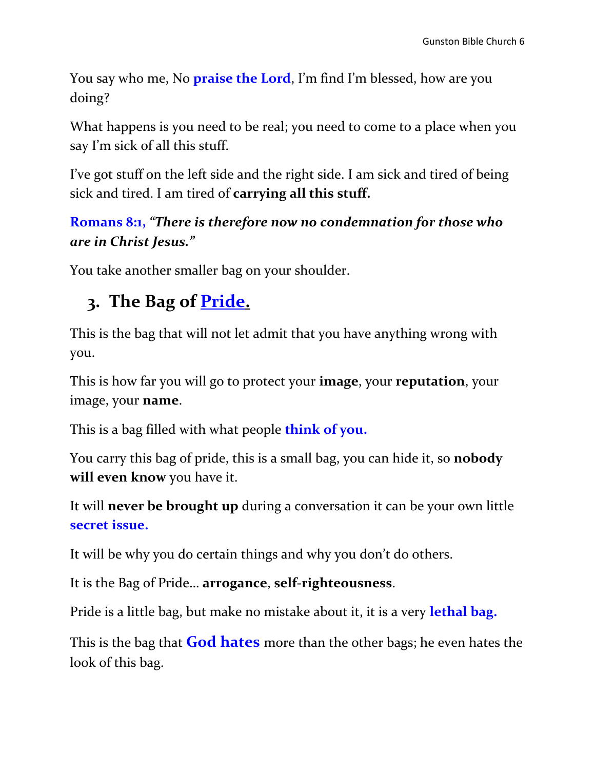You say who me, No **praise the Lord**, I'm find I'm blessed, how are you doing?

What happens is you need to be real; you need to come to a place when you say I'm sick of all this stuff.

I've got stuff on the left side and the right side. I am sick and tired of being sick and tired. I am tired of **carrying all this stuff.**

**Romans 8:1,** ***"There is therefore now no condemnation for those who are in Christ Jesus."***

You take another smaller bag on your shoulder.

## 3. The Bag of Pride.

This is the bag that will not let admit that you have anything wrong with you.

This is how far you will go to protect your **image**, your **reputation**, your image, your **name**.

This is a bag filled with what people **think of you.**

You carry this bag of pride, this is a small bag, you can hide it, so **nobody will even know** you have it.

It will **never be brought up** during a conversation it can be your own little **secret issue.**

It will be why you do certain things and why you don't do others.

It is the Bag of Pride… **arrogance**, **self-righteousness**.

Pride is a little bag, but make no mistake about it, it is a very **lethal bag.**

This is the bag that **God hates** more than the other bags; he even hates the look of this bag.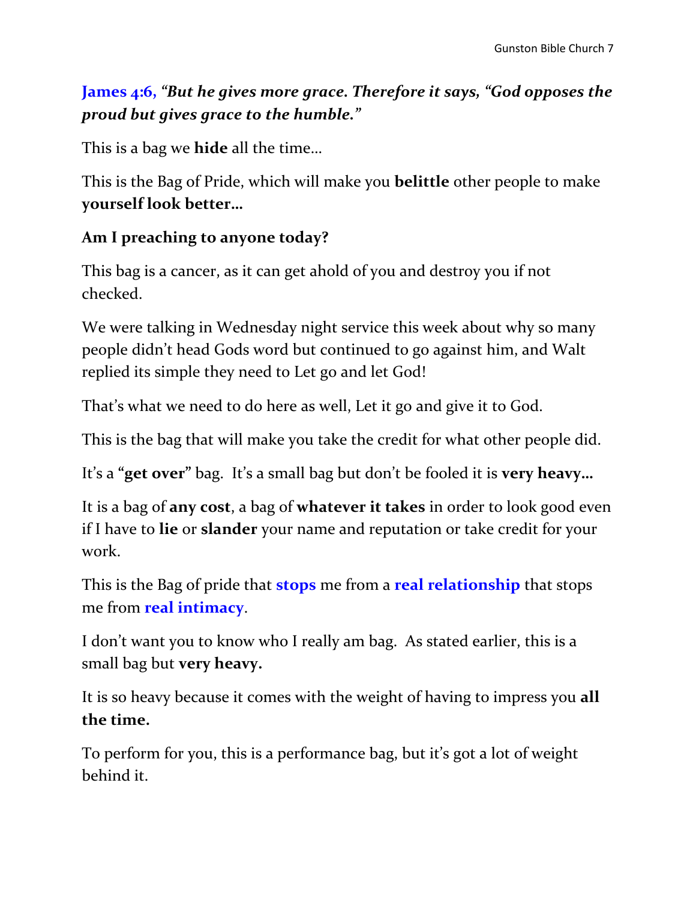**James 4:6,** ***"But he gives more grace. Therefore it says, "God opposes the proud but gives grace to the humble."***

This is a bag we **hide** all the time…

This is the Bag of Pride, which will make you **belittle** other people to make **yourself look better…**

**Am I preaching to anyone today?**

This bag is a cancer, as it can get ahold of you and destroy you if not checked.

We were talking in Wednesday night service this week about why so many people didn't head Gods word but continued to go against him, and Walt replied its simple they need to Let go and let God!

That's what we need to do here as well, Let it go and give it to God.

This is the bag that will make you take the credit for what other people did.

It's a "**get over**" bag. It's a small bag but don't be fooled it is **very heavy…**

It is a bag of **any cost**, a bag of **whatever it takes** in order to look good even if I have to **lie** or **slander** your name and reputation or take credit for your work.

This is the Bag of pride that **stops** me from a **real relationship** that stops me from **real intimacy**.

I don't want you to know who I really am bag. As stated earlier, this is a small bag but **very heavy.**

It is so heavy because it comes with the weight of having to impress you **all the time.**

To perform for you, this is a performance bag, but it's got a lot of weight behind it.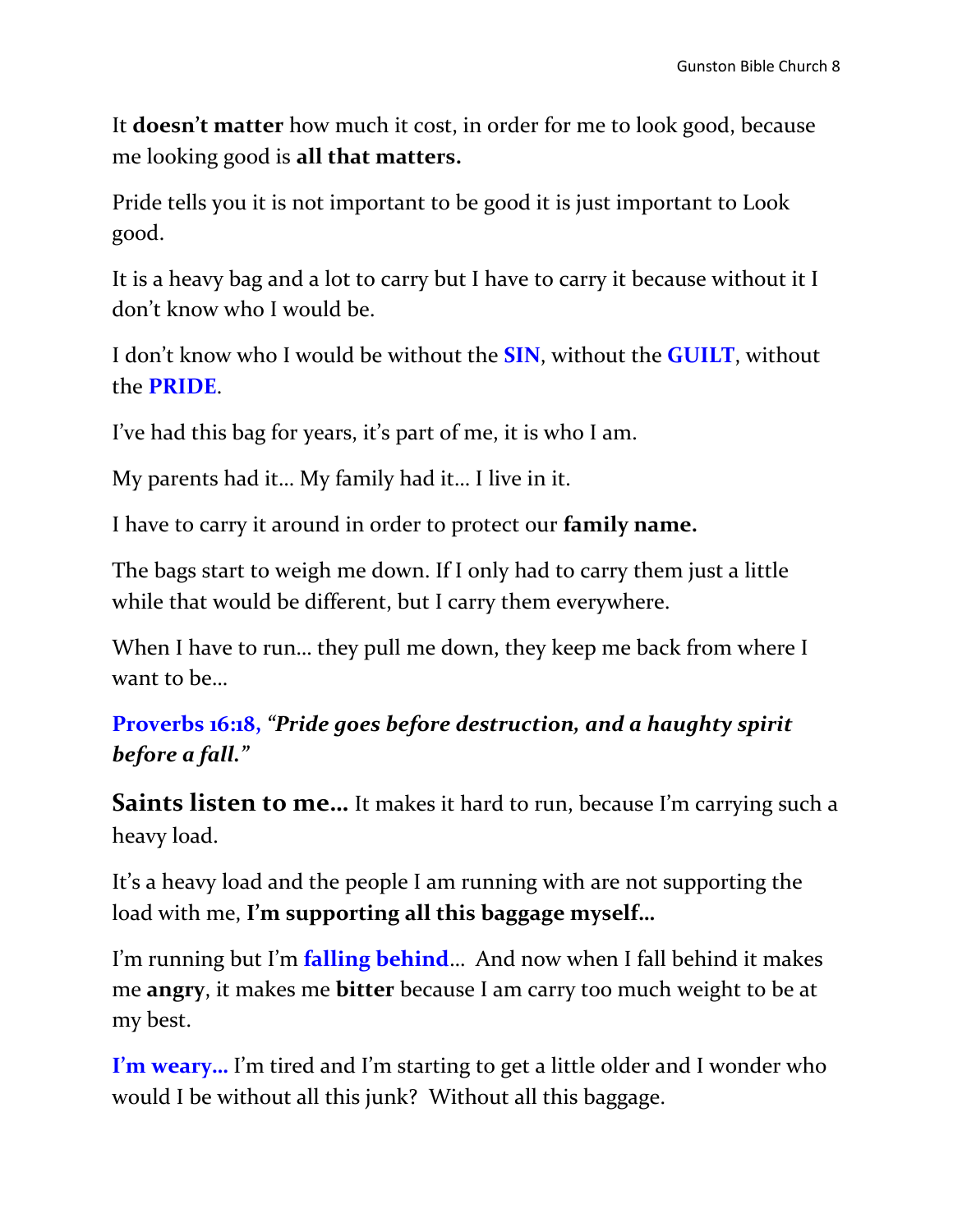It **doesn't matter** how much it cost, in order for me to look good, because me looking good is **all that matters.**

Pride tells you it is not important to be good it is just important to Look good.

It is a heavy bag and a lot to carry but I have to carry it because without it I don't know who I would be.

I don't know who I would be without the **SIN**, without the **GUILT**, without the **PRIDE**.

I've had this bag for years, it's part of me, it is who I am.

My parents had it… My family had it… I live in it.

I have to carry it around in order to protect our **family name.**

The bags start to weigh me down. If I only had to carry them just a little while that would be different, but I carry them everywhere.

When I have to run… they pull me down, they keep me back from where I want to be…

**Proverbs 16:18,** ***"Pride goes before destruction, and a haughty spirit before a fall."***

**Saints listen to me…** It makes it hard to run, because I'm carrying such a heavy load.

It's a heavy load and the people I am running with are not supporting the load with me, **I'm supporting all this baggage myself…**

I'm running but I'm **falling behind**… And now when I fall behind it makes me **angry**, it makes me **bitter** because I am carry too much weight to be at my best.

**I'm weary…** I'm tired and I'm starting to get a little older and I wonder who would I be without all this junk? Without all this baggage.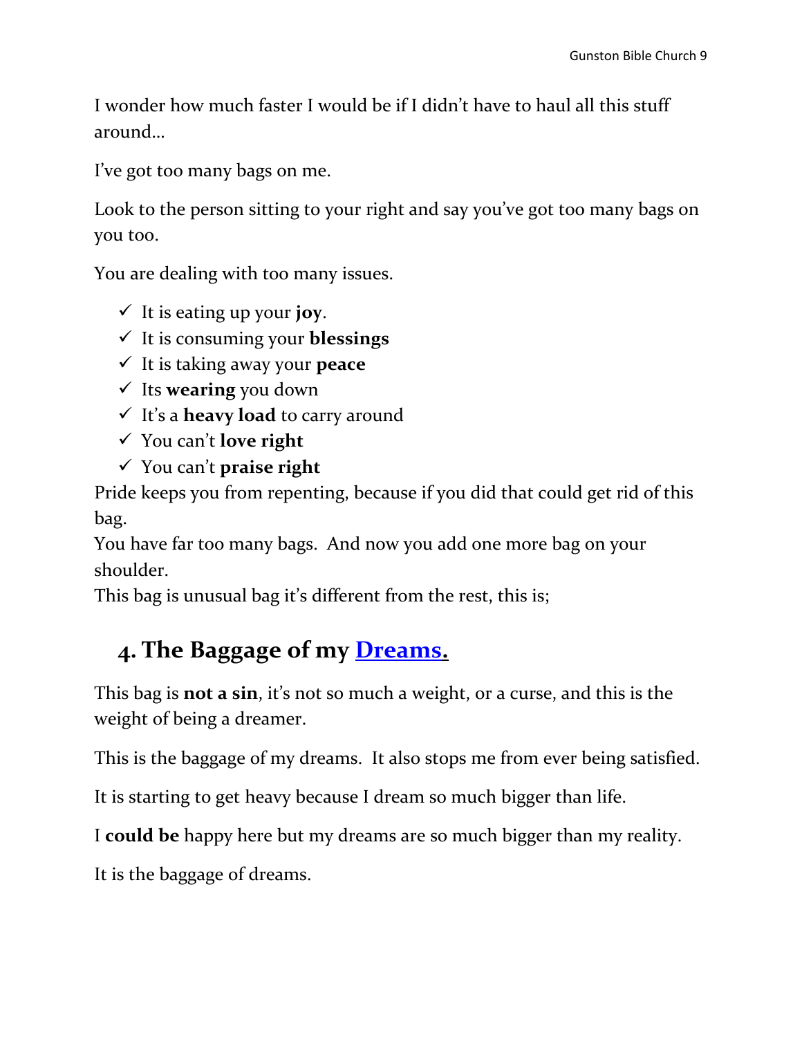I wonder how much faster I would be if I didn't have to haul all this stuff around…

I've got too many bags on me.

Look to the person sitting to your right and say you've got too many bags on you too.

You are dealing with too many issues.

- ✓ It is eating up your **joy**.
- ✓ It is consuming your **blessings**
- ✓ It is taking away your **peace**
- ✓ Its **wearing** you down
- ✓ It's a **heavy load** to carry around
- ✓ You can't **love right**
- ✓ You can't **praise right**

Pride keeps you from repenting, because if you did that could get rid of this bag.

You have far too many bags. And now you add one more bag on your shoulder.

This bag is unusual bag it's different from the rest, this is;

## 4. The Baggage of my Dreams.

This bag is **not a sin**, it's not so much a weight, or a curse, and this is the weight of being a dreamer.

This is the baggage of my dreams. It also stops me from ever being satisfied.

It is starting to get heavy because I dream so much bigger than life.

I **could be** happy here but my dreams are so much bigger than my reality.

It is the baggage of dreams.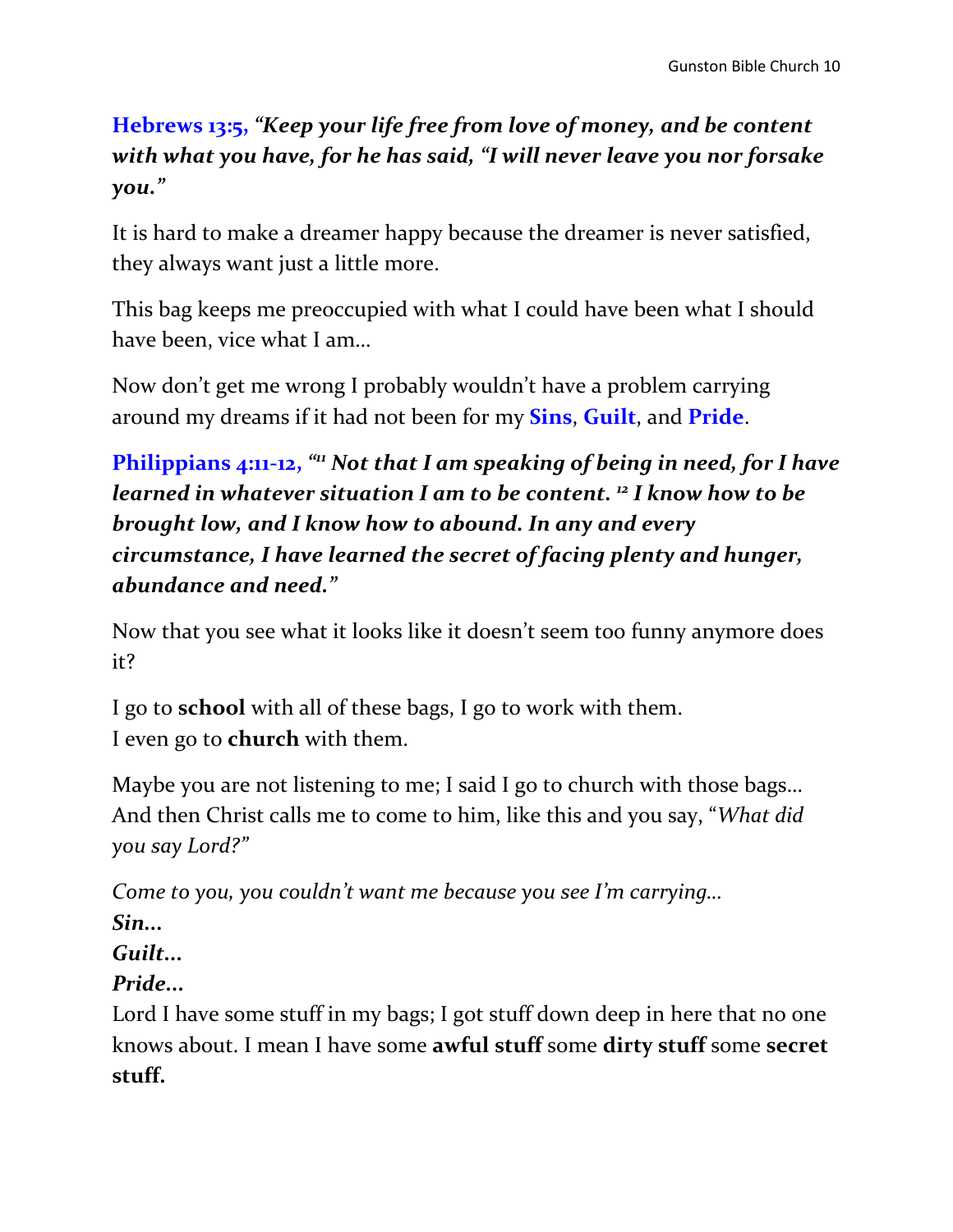**Hebrews 13:5,** ***"Keep your life free from love of money, and be content with what you have, for he has said, "I will never leave you nor forsake you."***

It is hard to make a dreamer happy because the dreamer is never satisfied, they always want just a little more.

This bag keeps me preoccupied with what I could have been what I should have been, vice what I am…

Now don't get me wrong I probably wouldn't have a problem carrying around my dreams if it had not been for my **Sins**, **Guilt**, and **Pride**.

**Philippians 4:11-12,** ***"[11] Not that I am speaking of being in need, for I have learned in whatever situation I am to be content. [12] I know how to be brought low, and I know how to abound. In any and every circumstance, I have learned the secret of facing plenty and hunger, abundance and need."***

Now that you see what it looks like it doesn't seem too funny anymore does it?

I go to **school** with all of these bags, I go to work with them.
I even go to **church** with them.

Maybe you are not listening to me; I said I go to church with those bags…
And then Christ calls me to come to him, like this and you say, "*What did you say Lord?"*

*Come to you, you couldn't want me because you see I'm carrying…*
***Sin…***
***Guilt…***
***Pride…***
Lord I have some stuff in my bags; I got stuff down deep in here that no one knows about. I mean I have some **awful stuff** some **dirty stuff** some **secret stuff.**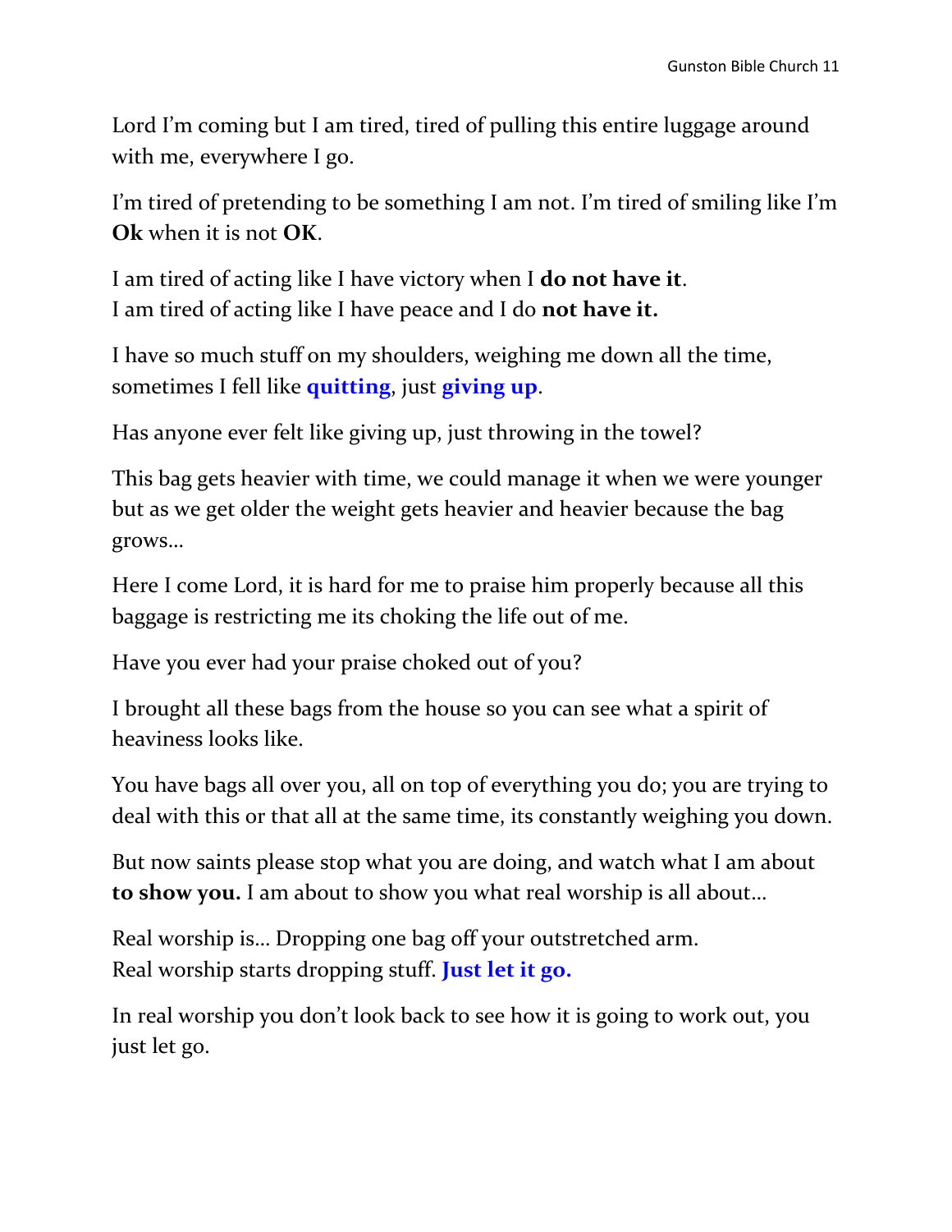Lord I'm coming but I am tired, tired of pulling this entire luggage around with me, everywhere I go.

I'm tired of pretending to be something I am not. I'm tired of smiling like I'm **Ok** when it is not **OK**.

I am tired of acting like I have victory when I **do not have it**.
I am tired of acting like I have peace and I do **not have it.**

I have so much stuff on my shoulders, weighing me down all the time, sometimes I fell like **quitting**, just **giving up**.

Has anyone ever felt like giving up, just throwing in the towel?

This bag gets heavier with time, we could manage it when we were younger but as we get older the weight gets heavier and heavier because the bag grows…

Here I come Lord, it is hard for me to praise him properly because all this baggage is restricting me its choking the life out of me.

Have you ever had your praise choked out of you?

I brought all these bags from the house so you can see what a spirit of heaviness looks like.

You have bags all over you, all on top of everything you do; you are trying to deal with this or that all at the same time, its constantly weighing you down.

But now saints please stop what you are doing, and watch what I am about **to show you.** I am about to show you what real worship is all about…

Real worship is… Dropping one bag off your outstretched arm.
Real worship starts dropping stuff. **Just let it go.**

In real worship you don't look back to see how it is going to work out, you just let go.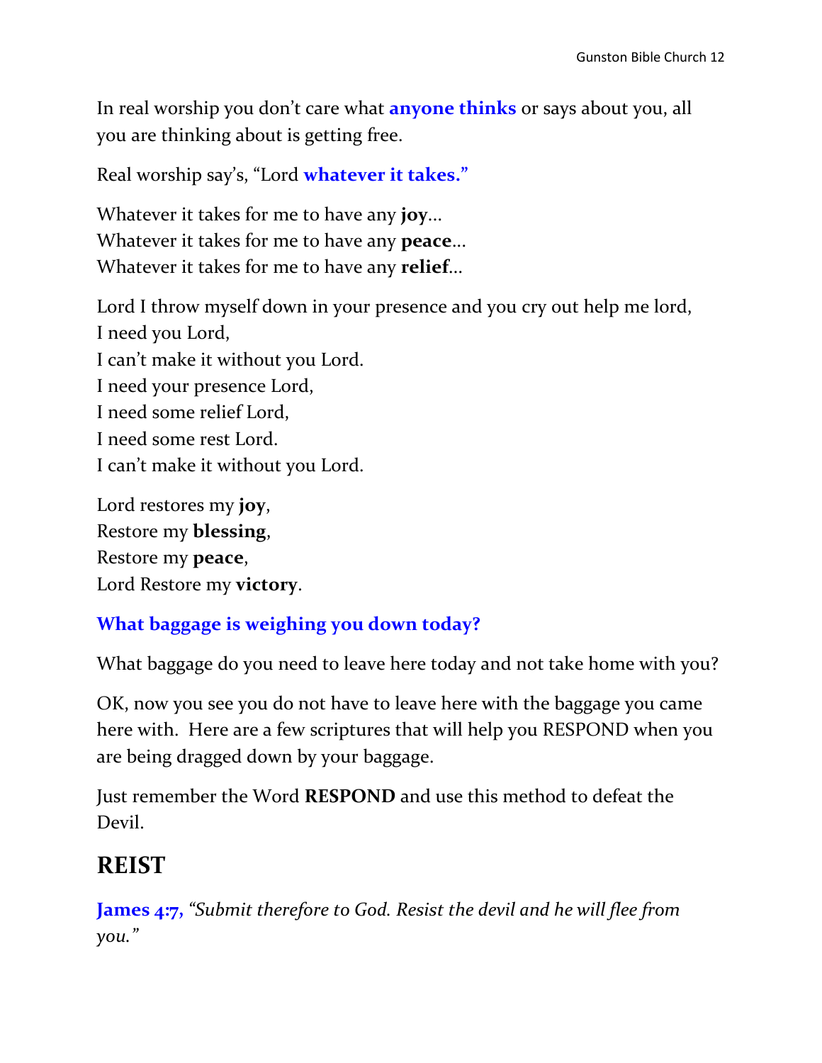In real worship you don't care what **anyone thinks** or says about you, all you are thinking about is getting free.

Real worship say's, "Lord **whatever it takes."**

Whatever it takes for me to have any **joy**…
Whatever it takes for me to have any **peace**…
Whatever it takes for me to have any **relief**…

Lord I throw myself down in your presence and you cry out help me lord,
I need you Lord,
I can't make it without you Lord.
I need your presence Lord,
I need some relief Lord,
I need some rest Lord.
I can't make it without you Lord.

Lord restores my **joy**,
Restore my **blessing**,
Restore my **peace**,
Lord Restore my **victory**.

**What baggage is weighing you down today?**

What baggage do you need to leave here today and not take home with you?

OK, now you see you do not have to leave here with the baggage you came here with. Here are a few scriptures that will help you RESPOND when you are being dragged down by your baggage.

Just remember the Word **RESPOND** and use this method to defeat the Devil.

## REIST

**James 4:7,** *"Submit therefore to God. Resist the devil and he will flee from you."*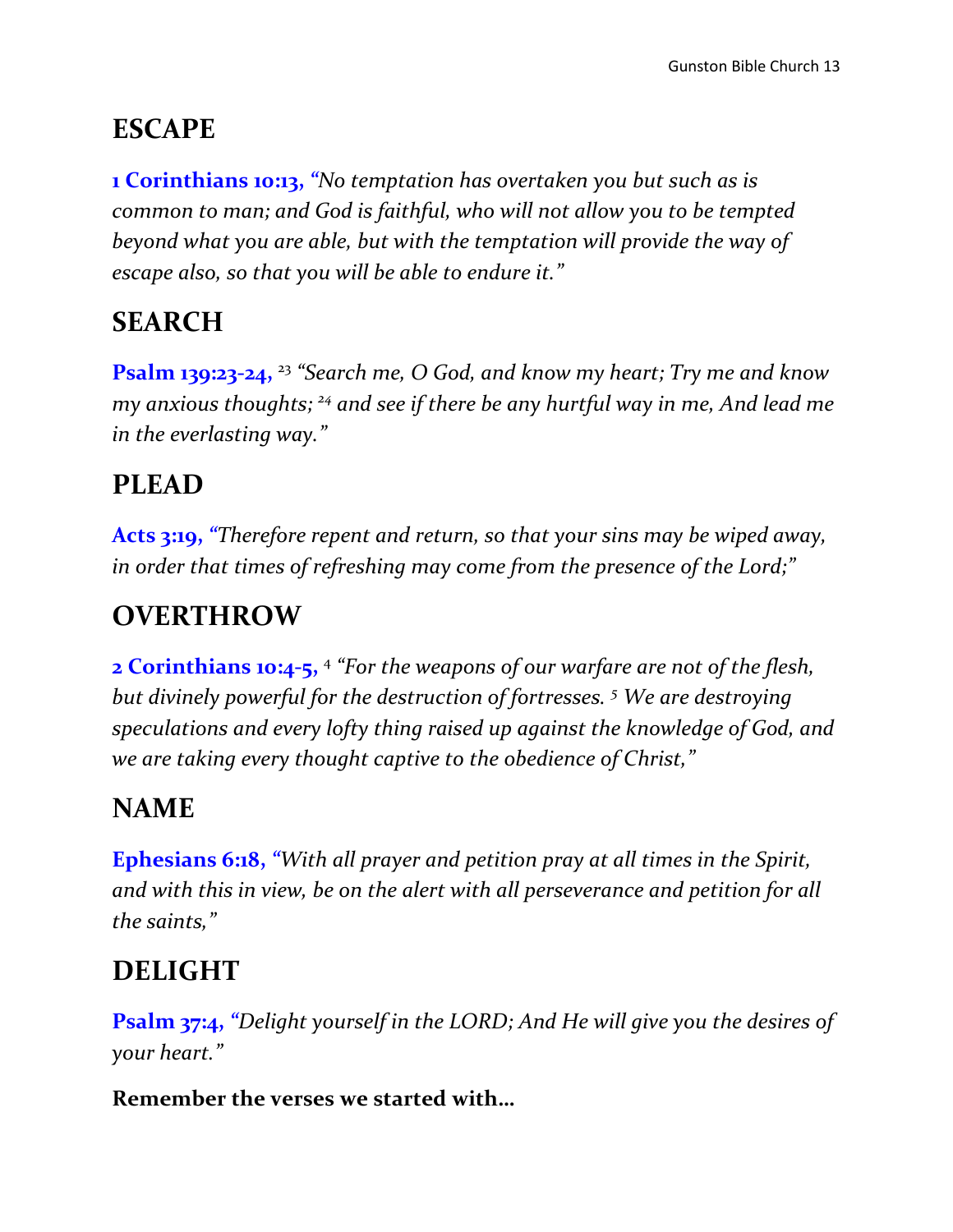## ESCAPE

**1 Corinthians 10:13,** *"No temptation has overtaken you but such as is common to man; and God is faithful, who will not allow you to be tempted beyond what you are able, but with the temptation will provide the way of escape also, so that you will be able to endure it."*

## SEARCH

**Psalm 139:23-24,** [23] *"Search me, O God, and know my heart; Try me and know my anxious thoughts;* [24] *and see if there be any hurtful way in me, And lead me in the everlasting way."*

## PLEAD

**Acts 3:19,** *"Therefore repent and return, so that your sins may be wiped away, in order that times of refreshing may come from the presence of the Lord;"*

## OVERTHROW

**2 Corinthians 10:4-5,** [4] *"For the weapons of our warfare are not of the flesh, but divinely powerful for the destruction of fortresses.* [5] *We are destroying speculations and every lofty thing raised up against the knowledge of God, and we are taking every thought captive to the obedience of Christ,"*

## NAME

**Ephesians 6:18,** *"With all prayer and petition pray at all times in the Spirit, and with this in view, be on the alert with all perseverance and petition for all the saints,"*

## DELIGHT

**Psalm 37:4,** *"Delight yourself in the LORD; And He will give you the desires of your heart."*

**Remember the verses we started with…**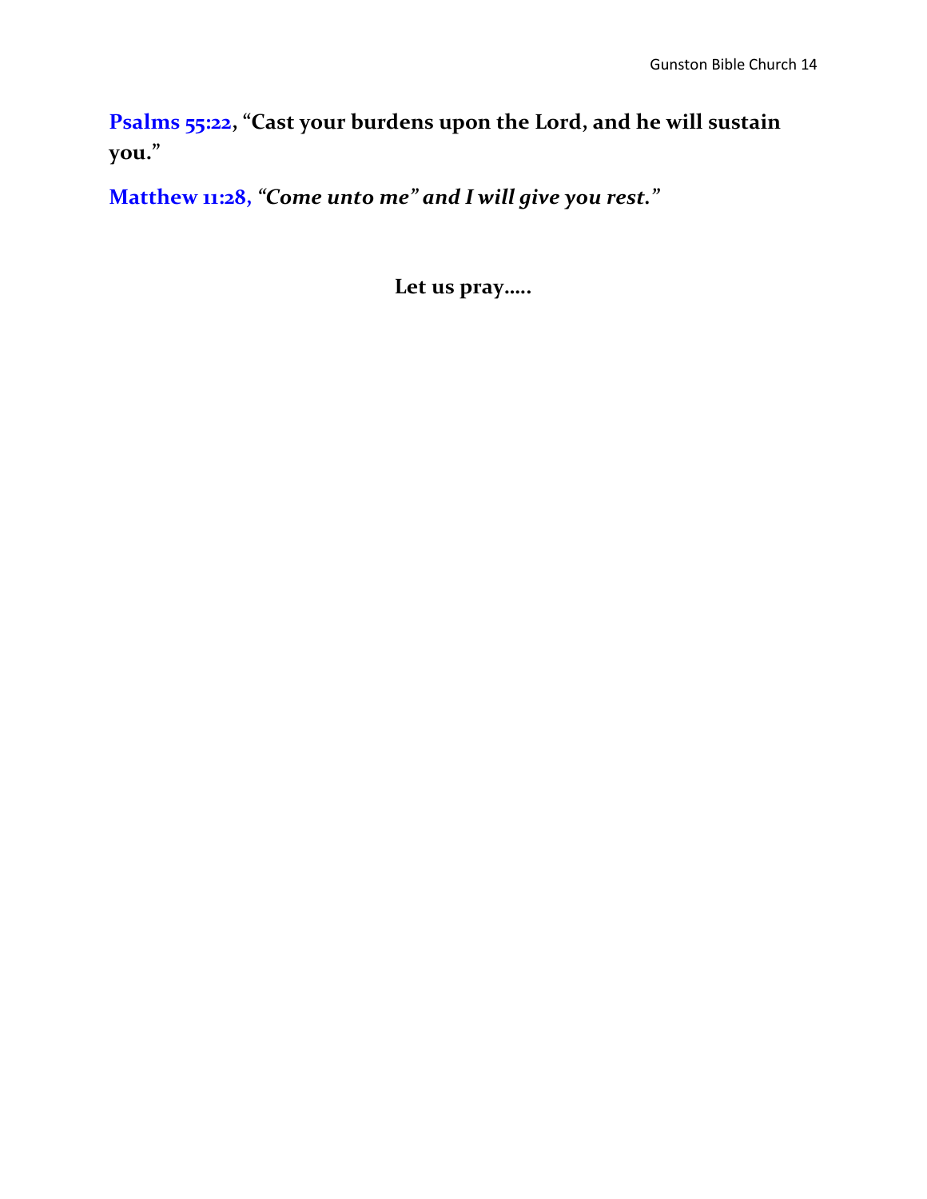**Psalms 55:22, "Cast your burdens upon the Lord, and he will sustain you."**

**Matthew 11:28, *"Come unto me" and I will give you rest."***

**Let us pray.....**